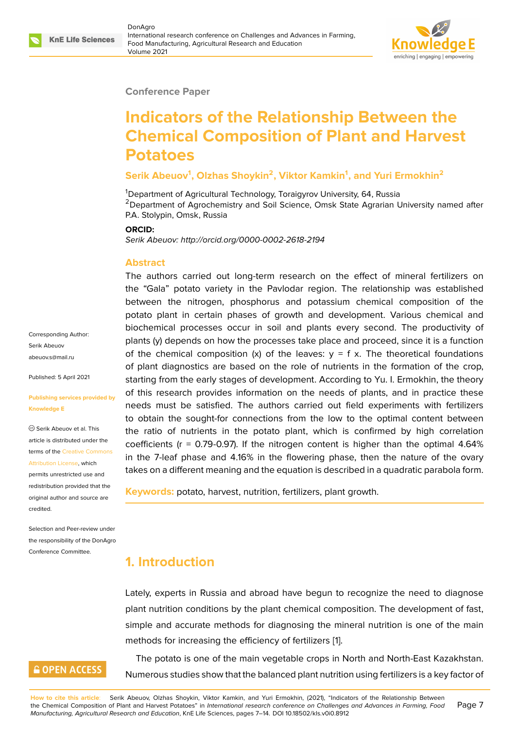Conference Paper

# Indicators of the Relationship Between the Chemical Composition of Plant and Harvest Potatoes

**Serik Abeuov[1], Olzhas Shoykin[2], Viktor Kamkin[1], and Yuri Ermokhin[2]**

[1]Department of Agricultural Technology, Toraigyrov University, 64, Russia
[2]Department of Agrochemistry and Soil Science, Omsk State Agrarian University named after P.A. Stolypin, Omsk, Russia

**ORCID:**
*Serik Abeuov: http://orcid.org/0000-0002-2618-2194*

Corresponding Author: Serik Abeuov abeuov.s@mail.ru

Published: 5 April 2021

Publishing services provided by Knowledge E

© Serik Abeuov et al. This article is distributed under the terms of the Creative Commons Attribution License, which permits unrestricted use and redistribution provided that the original author and source are credited.

Selection and Peer-review under the responsibility of the DonAgro Conference Committee.

OPEN ACCESS

## Abstract

The authors carried out long-term research on the effect of mineral fertilizers on the "Gala" potato variety in the Pavlodar region. The relationship was established between the nitrogen, phosphorus and potassium chemical composition of the potato plant in certain phases of growth and development. Various chemical and biochemical processes occur in soil and plants every second. The productivity of plants (y) depends on how the processes take place and proceed, since it is a function of the chemical composition (x) of the leaves: y = f x. The theoretical foundations of plant diagnostics are based on the role of nutrients in the formation of the crop, starting from the early stages of development. According to Yu. I. Ermokhin, the theory of this research provides information on the needs of plants, and in practice these needs must be satisfied. The authors carried out field experiments with fertilizers to obtain the sought-for connections from the low to the optimal content between the ratio of nutrients in the potato plant, which is confirmed by high correlation coefficients (r = 0.79-0.97). If the nitrogen content is higher than the optimal 4.64% in the 7-leaf phase and 4.16% in the flowering phase, then the nature of the ovary takes on a different meaning and the equation is described in a quadratic parabola form.

**Keywords:** potato, harvest, nutrition, fertilizers, plant growth.

## 1. Introduction

Lately, experts in Russia and abroad have begun to recognize the need to diagnose plant nutrition conditions by the plant chemical composition. The development of fast, simple and accurate methods for diagnosing the mineral nutrition is one of the main methods for increasing the efficiency of fertilizers [1].

The potato is one of the main vegetable crops in North and North-East Kazakhstan. Numerous studies show that the balanced plant nutrition using fertilizers is a key factor of

**How to cite this article**: Serik Abeuov, Olzhas Shoykin, Viktor Kamkin, and Yuri Ermokhin, (2021), "Indicators of the Relationship Between the Chemical Composition of Plant and Harvest Potatoes" in *International research conference on Challenges and Advances in Farming, Food Manufacturing, Agricultural Research and Education*, KnE Life Sciences, pages 7–14. DOI 10.18502/kls.v0i0.8912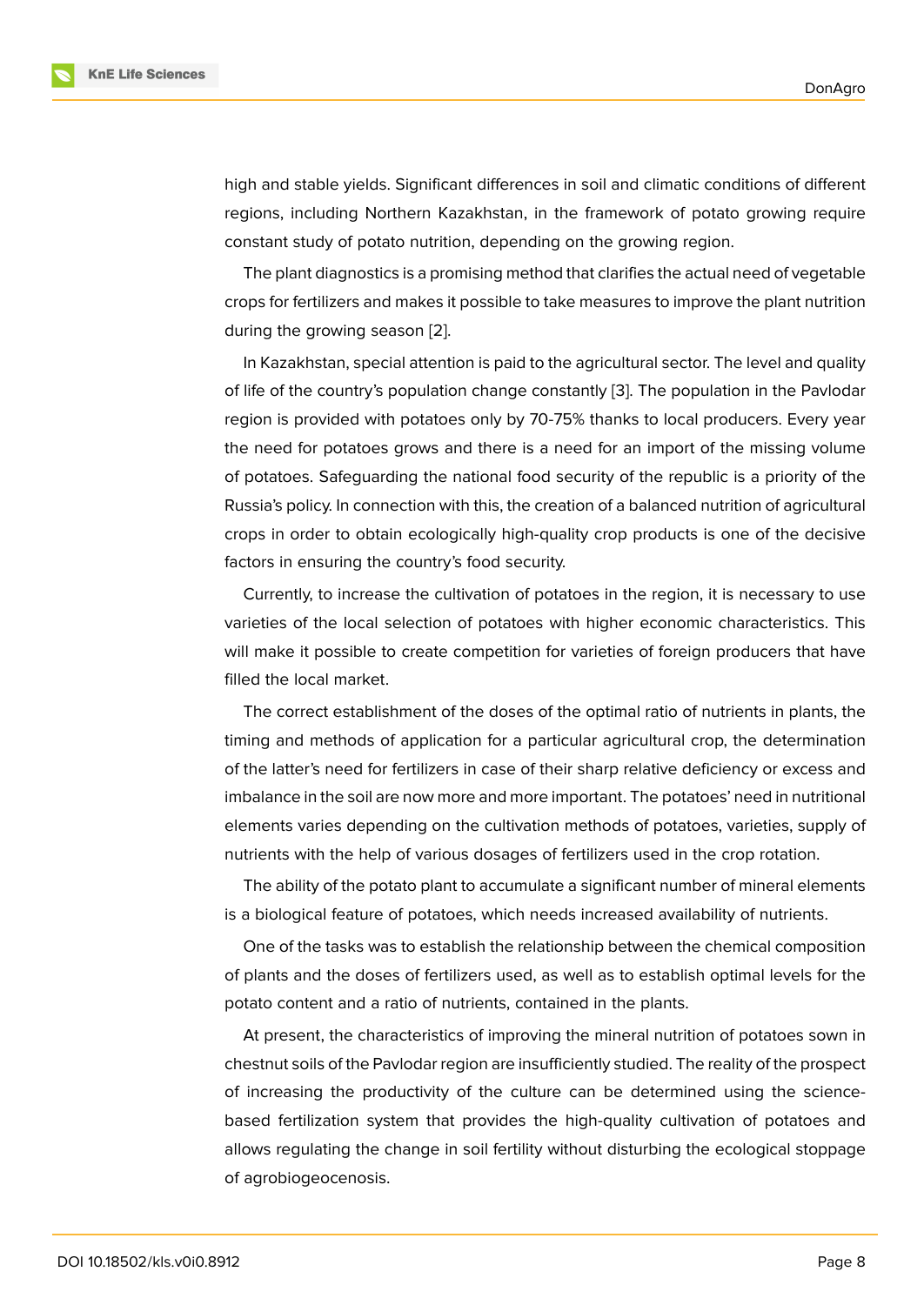high and stable yields. Significant differences in soil and climatic conditions of different regions, including Northern Kazakhstan, in the framework of potato growing require constant study of potato nutrition, depending on the growing region.

The plant diagnostics is a promising method that clarifies the actual need of vegetable crops for fertilizers and makes it possible to take measures to improve the plant nutrition during the growing season [2].

In Kazakhstan, special attention is paid to the agricultural sector. The level and quality of life of the country's population change constantly [3]. The population in the Pavlodar region is provided with potatoes only by 70-75% thanks to local producers. Every year the need for potatoes grows and there is a need for an import of the missing volume of potatoes. Safeguarding the national food security of the republic is a priority of the Russia's policy. In connection with this, the creation of a balanced nutrition of agricultural crops in order to obtain ecologically high-quality crop products is one of the decisive factors in ensuring the country's food security.

Currently, to increase the cultivation of potatoes in the region, it is necessary to use varieties of the local selection of potatoes with higher economic characteristics. This will make it possible to create competition for varieties of foreign producers that have filled the local market.

The correct establishment of the doses of the optimal ratio of nutrients in plants, the timing and methods of application for a particular agricultural crop, the determination of the latter's need for fertilizers in case of their sharp relative deficiency or excess and imbalance in the soil are now more and more important. The potatoes' need in nutritional elements varies depending on the cultivation methods of potatoes, varieties, supply of nutrients with the help of various dosages of fertilizers used in the crop rotation.

The ability of the potato plant to accumulate a significant number of mineral elements is a biological feature of potatoes, which needs increased availability of nutrients.

One of the tasks was to establish the relationship between the chemical composition of plants and the doses of fertilizers used, as well as to establish optimal levels for the potato content and a ratio of nutrients, contained in the plants.

At present, the characteristics of improving the mineral nutrition of potatoes sown in chestnut soils of the Pavlodar region are insufficiently studied. The reality of the prospect of increasing the productivity of the culture can be determined using the science-based fertilization system that provides the high-quality cultivation of potatoes and allows regulating the change in soil fertility without disturbing the ecological stoppage of agrobiogeocenosis.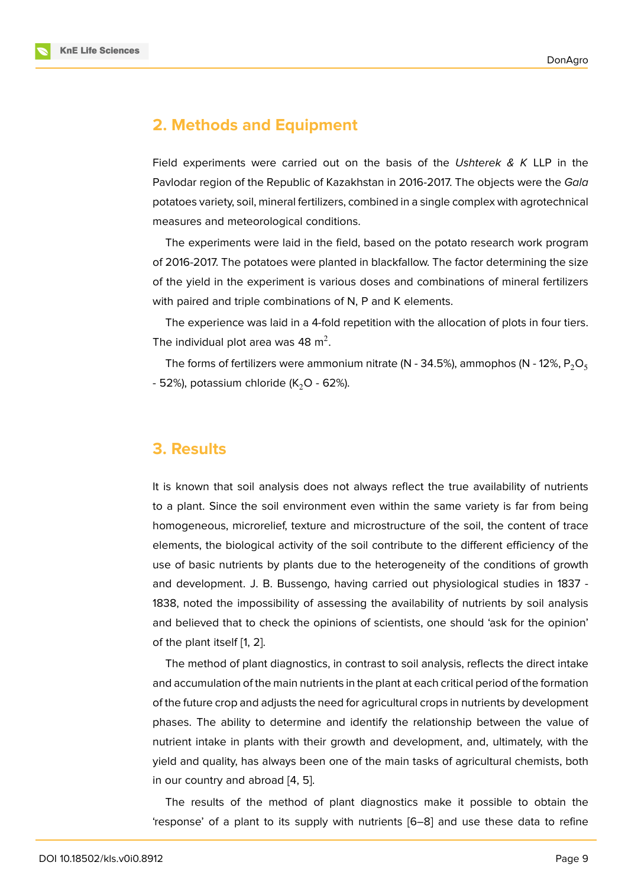## 2. Methods and Equipment

Field experiments were carried out on the basis of the *Ushterek & K* LLP in the Pavlodar region of the Republic of Kazakhstan in 2016-2017. The objects were the *Gala* potatoes variety, soil, mineral fertilizers, combined in a single complex with agrotechnical measures and meteorological conditions.

The experiments were laid in the field, based on the potato research work program of 2016-2017. The potatoes were planted in blackfallow. The factor determining the size of the yield in the experiment is various doses and combinations of mineral fertilizers with paired and triple combinations of N, P and K elements.

The experience was laid in a 4-fold repetition with the allocation of plots in four tiers. The individual plot area was 48 $m^2$.

The forms of fertilizers were ammonium nitrate (N - 34.5%), ammophos (N - 12%, $P_2O_5$ - 52%), potassium chloride ($K_2O$ - 62%).

## 3. Results

It is known that soil analysis does not always reflect the true availability of nutrients to a plant. Since the soil environment even within the same variety is far from being homogeneous, microrelief, texture and microstructure of the soil, the content of trace elements, the biological activity of the soil contribute to the different efficiency of the use of basic nutrients by plants due to the heterogeneity of the conditions of growth and development. J. B. Bussengo, having carried out physiological studies in 1837 - 1838, noted the impossibility of assessing the availability of nutrients by soil analysis and believed that to check the opinions of scientists, one should 'ask for the opinion' of the plant itself [1, 2].

The method of plant diagnostics, in contrast to soil analysis, reflects the direct intake and accumulation of the main nutrients in the plant at each critical period of the formation of the future crop and adjusts the need for agricultural crops in nutrients by development phases. The ability to determine and identify the relationship between the value of nutrient intake in plants with their growth and development, and, ultimately, with the yield and quality, has always been one of the main tasks of agricultural chemists, both in our country and abroad [4, 5].

The results of the method of plant diagnostics make it possible to obtain the 'response' of a plant to its supply with nutrients [6–8] and use these data to refine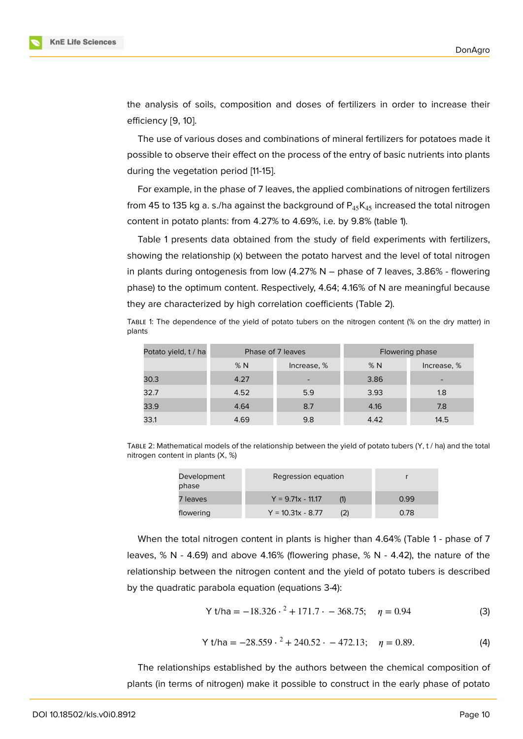the analysis of soils, composition and doses of fertilizers in order to increase their efficiency [9, 10].

The use of various doses and combinations of mineral fertilizers for potatoes made it possible to observe their effect on the process of the entry of basic nutrients into plants during the vegetation period [11-15].

For example, in the phase of 7 leaves, the applied combinations of nitrogen fertilizers from 45 to 135 kg a. s./ha against the background of $P_{45}K_{45}$ increased the total nitrogen content in potato plants: from 4.27% to 4.69%, i.e. by 9.8% (table 1).

Table 1 presents data obtained from the study of field experiments with fertilizers, showing the relationship (x) between the potato harvest and the level of total nitrogen in plants during ontogenesis from low (4.27% N – phase of 7 leaves, 3.86% - flowering phase) to the optimum content. Respectively, 4.64; 4.16% of N are meaningful because they are characterized by high correlation coefficients (Table 2).

TABLE 1: The dependence of the yield of potato tubers on the nitrogen content (% on the dry matter) in plants

| Potato yield, t / ha | Phase of 7 leaves | | Flowering phase | |
|---|---|---|---|---|
| | % N | Increase, % | % N | Increase, % |
| 30.3 | 4.27 | - | 3.86 | - |
| 32.7 | 4.52 | 5.9 | 3.93 | 1.8 |
| 33.9 | 4.64 | 8.7 | 4.16 | 7.8 |
| 33.1 | 4.69 | 9.8 | 4.42 | 14.5 |

TABLE 2: Mathematical models of the relationship between the yield of potato tubers (Y, t / ha) and the total nitrogen content in plants (X, %)

| Development phase | Regression equation | r |
|---|---|---|
| 7 leaves | Y = 9.71x - 11.17 (1) | 0.99 |
| flowering | Y = 10.31x - 8.77 (2) | 0.78 |

When the total nitrogen content in plants is higher than 4.64% (Table 1 - phase of 7 leaves, % N - 4.69) and above 4.16% (flowering phase, % N - 4.42), the nature of the relationship between the nitrogen content and the yield of potato tubers is described by the quadratic parabola equation (equations 3-4):

$$\text{Y t/ha} = -18.326 \cdot {}^2 + 171.7 \cdot - 368.75; \quad \eta = 0.94 \tag{3}$$

$$\text{Y t/ha} = -28.559 \cdot {}^2 + 240.52 \cdot - 472.13; \quad \eta = 0.89. \tag{4}$$

The relationships established by the authors between the chemical composition of plants (in terms of nitrogen) make it possible to construct in the early phase of potato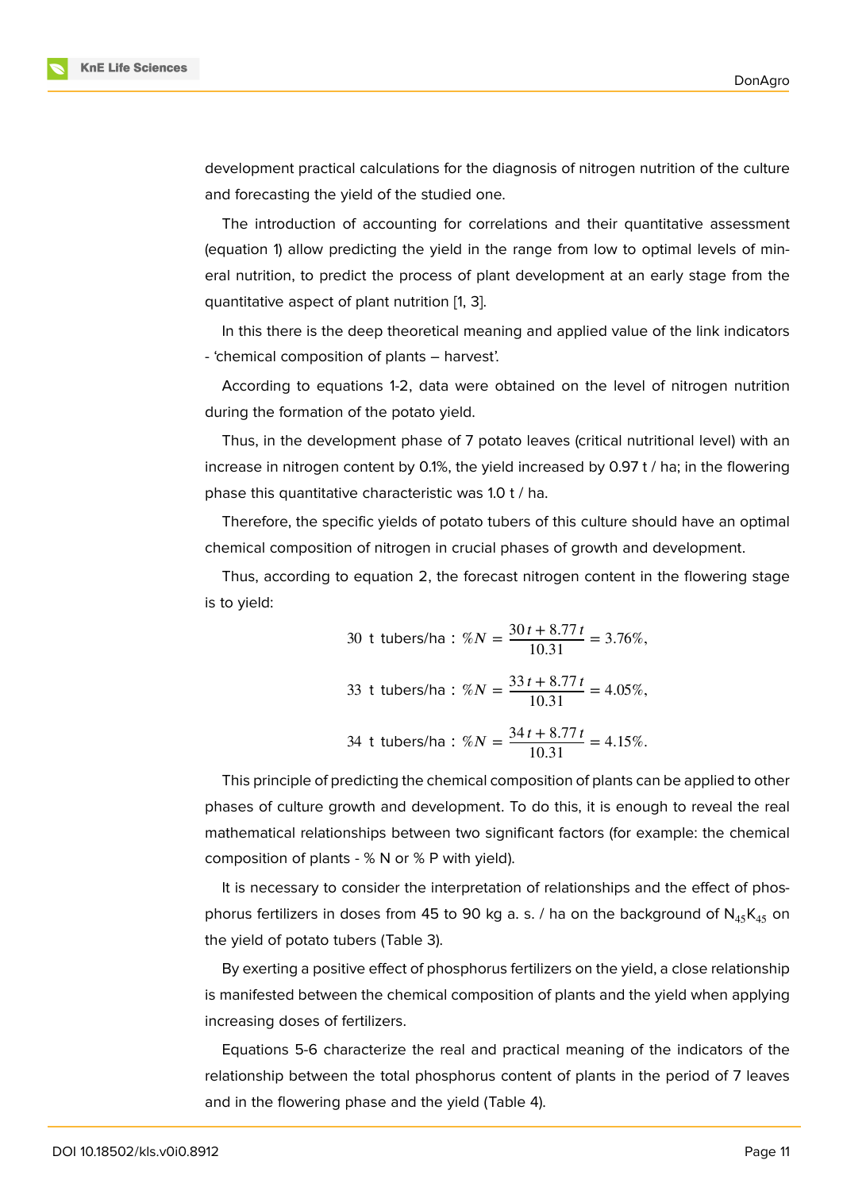development practical calculations for the diagnosis of nitrogen nutrition of the culture and forecasting the yield of the studied one.

The introduction of accounting for correlations and their quantitative assessment (equation 1) allow predicting the yield in the range from low to optimal levels of mineral nutrition, to predict the process of plant development at an early stage from the quantitative aspect of plant nutrition [1, 3].

In this there is the deep theoretical meaning and applied value of the link indicators - 'chemical composition of plants – harvest'.

According to equations 1-2, data were obtained on the level of nitrogen nutrition during the formation of the potato yield.

Thus, in the development phase of 7 potato leaves (critical nutritional level) with an increase in nitrogen content by 0.1%, the yield increased by 0.97 t / ha; in the flowering phase this quantitative characteristic was 1.0 t / ha.

Therefore, the specific yields of potato tubers of this culture should have an optimal chemical composition of nitrogen in crucial phases of growth and development.

Thus, according to equation 2, the forecast nitrogen content in the flowering stage is to yield:

$$30 \text{ t tubers/ha} : \%N = \frac{30\,t + 8.77\,t}{10.31} = 3.76\%,$$

$$33 \text{ t tubers/ha} : \%N = \frac{33\,t + 8.77\,t}{10.31} = 4.05\%,$$

$$34 \text{ t tubers/ha} : \%N = \frac{34\,t + 8.77\,t}{10.31} = 4.15\%.$$

This principle of predicting the chemical composition of plants can be applied to other phases of culture growth and development. To do this, it is enough to reveal the real mathematical relationships between two significant factors (for example: the chemical composition of plants - % N or % P with yield).

It is necessary to consider the interpretation of relationships and the effect of phosphorus fertilizers in doses from 45 to 90 kg a. s. / ha on the background of $N_{45}K_{45}$ on the yield of potato tubers (Table 3).

By exerting a positive effect of phosphorus fertilizers on the yield, a close relationship is manifested between the chemical composition of plants and the yield when applying increasing doses of fertilizers.

Equations 5-6 characterize the real and practical meaning of the indicators of the relationship between the total phosphorus content of plants in the period of 7 leaves and in the flowering phase and the yield (Table 4).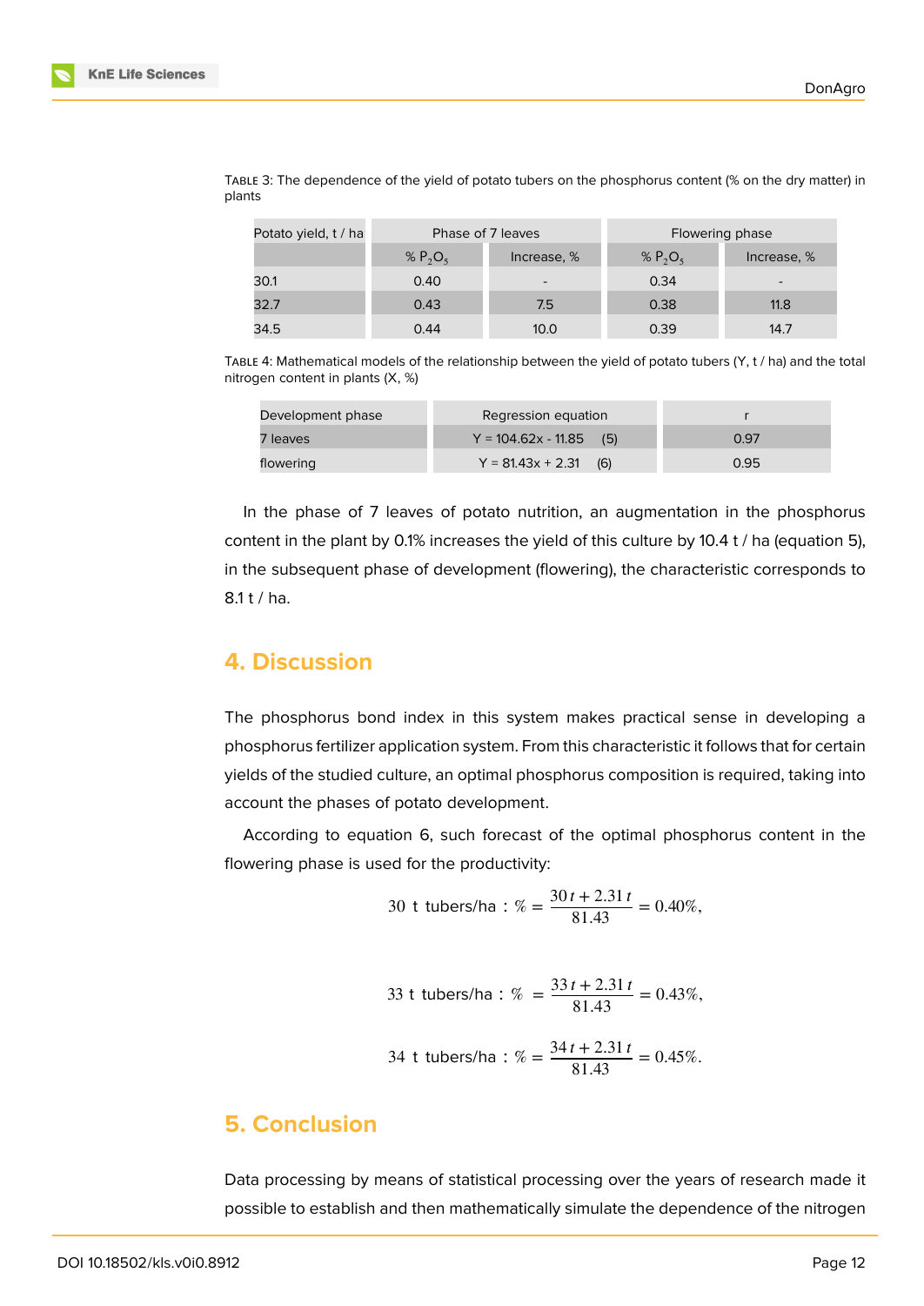Table 3: The dependence of the yield of potato tubers on the phosphorus content (% on the dry matter) in plants

| Potato yield, t / ha | Phase of 7 leaves | | Flowering phase | |
|---|---|---|---|---|
| | % $P_2O_5$ | Increase, % | % $P_2O_5$ | Increase, % |
| 30.1 | 0.40 | - | 0.34 | - |
| 32.7 | 0.43 | 7.5 | 0.38 | 11.8 |
| 34.5 | 0.44 | 10.0 | 0.39 | 14.7 |

Table 4: Mathematical models of the relationship between the yield of potato tubers (Y, t / ha) and the total nitrogen content in plants (X, %)

| Development phase | Regression equation | r |
|---|---|---|
| 7 leaves | Y = 104.62x - 11.85 (5) | 0.97 |
| flowering | Y = 81.43x + 2.31 (6) | 0.95 |

In the phase of 7 leaves of potato nutrition, an augmentation in the phosphorus content in the plant by 0.1% increases the yield of this culture by 10.4 t / ha (equation 5), in the subsequent phase of development (flowering), the characteristic corresponds to 8.1 t / ha.

## 4. Discussion

The phosphorus bond index in this system makes practical sense in developing a phosphorus fertilizer application system. From this characteristic it follows that for certain yields of the studied culture, an optimal phosphorus composition is required, taking into account the phases of potato development.

According to equation 6, such forecast of the optimal phosphorus content in the flowering phase is used for the productivity:

$$30\ \text{t tubers/ha}: \% = \frac{30\,t + 2.31\,t}{81.43} = 0.40\%,$$

$$33\ \text{t tubers/ha}: \% = \frac{33\,t + 2.31\,t}{81.43} = 0.43\%,$$

$$34\ \text{t tubers/ha}: \% = \frac{34\,t + 2.31\,t}{81.43} = 0.45\%.$$

## 5. Conclusion

Data processing by means of statistical processing over the years of research made it possible to establish and then mathematically simulate the dependence of the nitrogen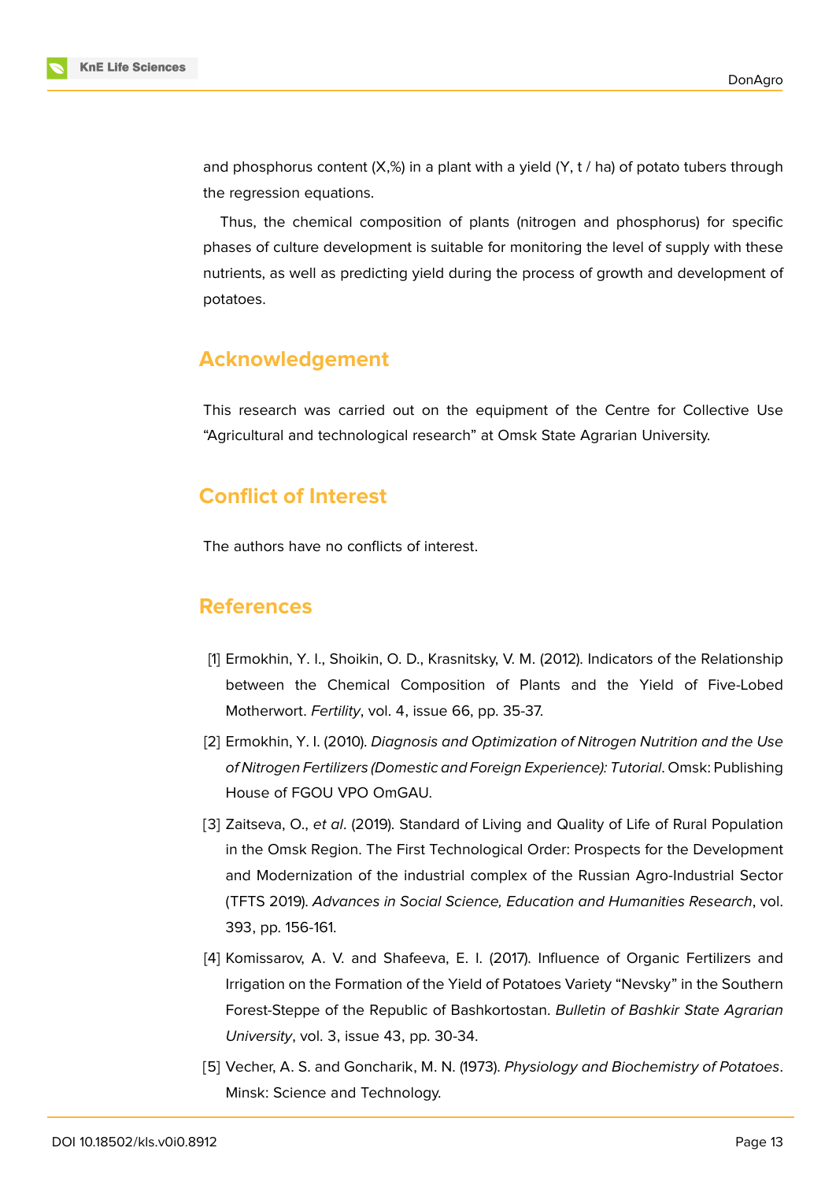and phosphorus content (X,%) in a plant with a yield (Y, t / ha) of potato tubers through the regression equations.

Thus, the chemical composition of plants (nitrogen and phosphorus) for specific phases of culture development is suitable for monitoring the level of supply with these nutrients, as well as predicting yield during the process of growth and development of potatoes.

## Acknowledgement

This research was carried out on the equipment of the Centre for Collective Use "Agricultural and technological research" at Omsk State Agrarian University.

## Conflict of Interest

The authors have no conflicts of interest.

## References

[1] Ermokhin, Y. I., Shoikin, O. D., Krasnitsky, V. M. (2012). Indicators of the Relationship between the Chemical Composition of Plants and the Yield of Five-Lobed Motherwort. *Fertility*, vol. 4, issue 66, pp. 35-37.

[2] Ermokhin, Y. I. (2010). *Diagnosis and Optimization of Nitrogen Nutrition and the Use of Nitrogen Fertilizers (Domestic and Foreign Experience): Tutorial*. Omsk: Publishing House of FGOU VPO OmGAU.

[3] Zaitseva, O., *et al*. (2019). Standard of Living and Quality of Life of Rural Population in the Omsk Region. The First Technological Order: Prospects for the Development and Modernization of the industrial complex of the Russian Agro-Industrial Sector (TFTS 2019). *Advances in Social Science, Education and Humanities Research*, vol. 393, pp. 156-161.

[4] Komissarov, A. V. and Shafeeva, E. I. (2017). Influence of Organic Fertilizers and Irrigation on the Formation of the Yield of Potatoes Variety "Nevsky" in the Southern Forest-Steppe of the Republic of Bashkortostan. *Bulletin of Bashkir State Agrarian University*, vol. 3, issue 43, pp. 30-34.

[5] Vecher, A. S. and Goncharik, M. N. (1973). *Physiology and Biochemistry of Potatoes*. Minsk: Science and Technology.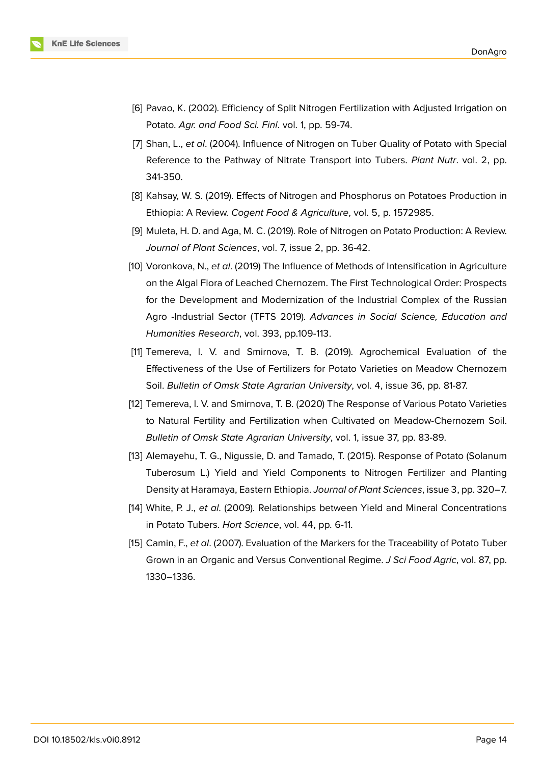[6] Pavao, K. (2002). Efficiency of Split Nitrogen Fertilization with Adjusted Irrigation on Potato. *Agr. and Food Sci. Finl*. vol. 1, pp. 59-74.

[7] Shan, L., *et al*. (2004). Influence of Nitrogen on Tuber Quality of Potato with Special Reference to the Pathway of Nitrate Transport into Tubers. *Plant Nutr*. vol. 2, pp. 341-350.

[8] Kahsay, W. S. (2019). Effects of Nitrogen and Phosphorus on Potatoes Production in Ethiopia: A Review. *Cogent Food & Agriculture*, vol. 5, p. 1572985.

[9] Muleta, H. D. and Aga, M. C. (2019). Role of Nitrogen on Potato Production: A Review. *Journal of Plant Sciences*, vol. 7, issue 2, pp. 36-42.

[10] Voronkova, N., *et al*. (2019) The Influence of Methods of Intensification in Agriculture on the Algal Flora of Leached Chernozem. The First Technological Order: Prospects for the Development and Modernization of the Industrial Complex of the Russian Agro -Industrial Sector (TFTS 2019). *Advances in Social Science, Education and Humanities Research*, vol. 393, pp.109-113.

[11] Temereva, I. V. and Smirnova, T. B. (2019). Agrochemical Evaluation of the Effectiveness of the Use of Fertilizers for Potato Varieties on Meadow Chernozem Soil. *Bulletin of Omsk State Agrarian University*, vol. 4, issue 36, pp. 81-87.

[12] Temereva, I. V. and Smirnova, T. B. (2020) The Response of Various Potato Varieties to Natural Fertility and Fertilization when Cultivated on Meadow-Chernozem Soil. *Bulletin of Omsk State Agrarian University*, vol. 1, issue 37, pp. 83-89.

[13] Alemayehu, T. G., Nigussie, D. and Tamado, T. (2015). Response of Potato (Solanum Tuberosum L.) Yield and Yield Components to Nitrogen Fertilizer and Planting Density at Haramaya, Eastern Ethiopia. *Journal of Plant Sciences*, issue 3, pp. 320–7.

[14] White, P. J., *et al*. (2009). Relationships between Yield and Mineral Concentrations in Potato Tubers. *Hort Science*, vol. 44, pp. 6-11.

[15] Camin, F., *et al*. (2007). Evaluation of the Markers for the Traceability of Potato Tuber Grown in an Organic and Versus Conventional Regime. *J Sci Food Agric*, vol. 87, pp. 1330–1336.